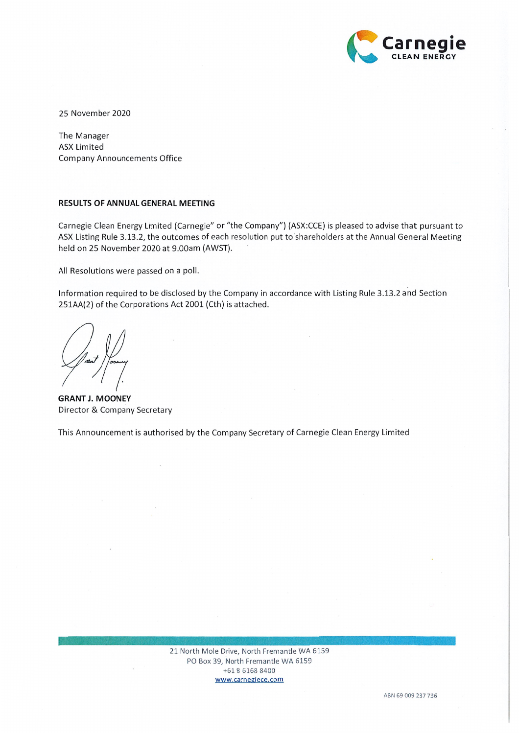Carnegie
CLEAN ENERGY

25 November 2020

The Manager
ASX Limited
Company Announcements Office

**RESULTS OF ANNUAL GENERAL MEETING**

Carnegie Clean Energy Limited (Carnegie" or "the Company") (ASX:CCE) is pleased to advise that pursuant to ASX Listing Rule 3.13.2, the outcomes of each resolution put to shareholders at the Annual General Meeting held on 25 November 2020 at 9.00am (AWST).

All Resolutions were passed on a poll.

Information required to be disclosed by the Company in accordance with Listing Rule 3.13.2 and Section 251AA(2) of the Corporations Act 2001 (Cth) is attached.

**GRANT J. MOONEY**
Director & Company Secretary

This Announcement is authorised by the Company Secretary of Carnegie Clean Energy Limited

21 North Mole Drive, North Fremantle WA 6159
PO Box 39, North Fremantle WA 6159
+61 8 6168 8400
www.carnegiece.com

ABN 69 009 237 736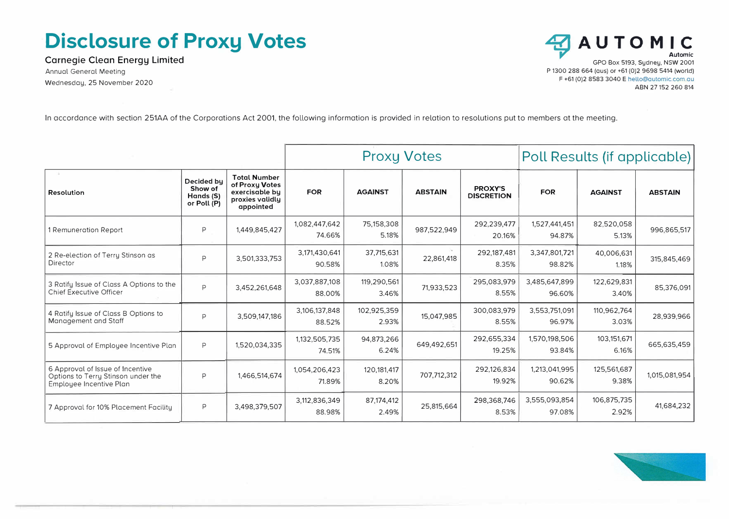# Disclosure of Proxy Votes

**Carnegie Clean Energy Limited**

Annual General Meeting

Wednesday, 25 November 2020

**AUTOMIC**

Automic

GPO Box 5193, Sydney, NSW 2001

P 1300 288 664 (aus) or +61 (0)2 9698 5414 (world)

F +61 (0)2 8583 3040 E hello@automic.com.au

ABN 27 152 260 814

In accordance with section 251AA of the Corporations Act 2001, the following information is provided in relation to resolutions put to members at the meeting.

| | | | Proxy Votes | | | | Poll Results (if applicable) | | |
|---|---|---|---|---|---|---|---|---|---|
| **Resolution** | **Decided by Show of Hands (S) or Poll (P)** | **Total Number of Proxy Votes exercisable by proxies validly appointed** | **FOR** | **AGAINST** | **ABSTAIN** | **PROXY'S DISCRETION** | **FOR** | **AGAINST** | **ABSTAIN** |
| 1 Remuneration Report | P | 1,449,845,427 | 1,082,447,642 74.66% | 75,158,308 5.18% | 987,522,949 | 292,239,477 20.16% | 1,527,441,451 94.87% | 82,520,058 5.13% | 996,865,517 |
| 2 Re-election of Terry Stinson as Director | P | 3,501,333,753 | 3,171,430,641 90.58% | 37,715,631 1.08% | 22,861,418 | 292,187,481 8.35% | 3,347,801,721 98.82% | 40,006,631 1.18% | 315,845,469 |
| 3 Ratify Issue of Class A Options to the Chief Executive Officer | P | 3,452,261,648 | 3,037,887,108 88.00% | 119,290,561 3.46% | 71,933,523 | 295,083,979 8.55% | 3,485,647,899 96.60% | 122,629,831 3.40% | 85,376,091 |
| 4 Ratify Issue of Class B Options to Management and Staff | P | 3,509,147,186 | 3,106,137,848 88.52% | 102,925,359 2.93% | 15,047,985 | 300,083,979 8.55% | 3,553,751,091 96.97% | 110,962,764 3.03% | 28,939,966 |
| 5 Approval of Employee Incentive Plan | P | 1,520,034,335 | 1,132,505,735 74.51% | 94,873,266 6.24% | 649,492,651 | 292,655,334 19.25% | 1,570,198,506 93.84% | 103,151,671 6.16% | 665,635,459 |
| 6 Approval of Issue of Incentive Options to Terry Stinson under the Employee Incentive Plan | P | 1,466,514,674 | 1,054,206,423 71.89% | 120,181,417 8.20% | 707,712,312 | 292,126,834 19.92% | 1,213,041,995 90.62% | 125,561,687 9.38% | 1,015,081,954 |
| 7 Approval for 10% Placement Facility | P | 3,498,379,507 | 3,112,836,349 88.98% | 87,174,412 2.49% | 25,815,664 | 298,368,746 8.53% | 3,555,093,854 97.08% | 106,875,735 2.92% | 41,684,232 |